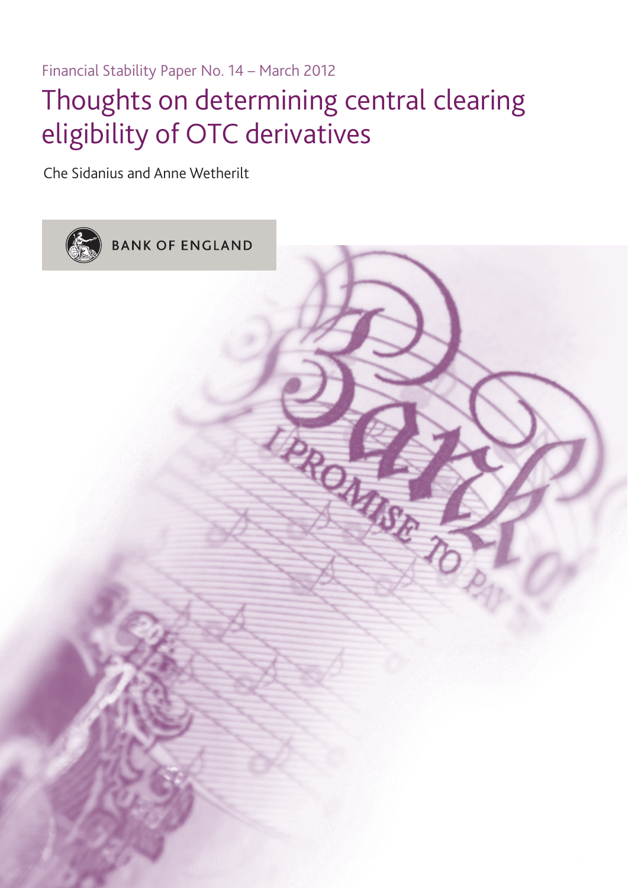Financial Stability Paper No. 14 – March 2012

# Thoughts on determining central clearing eligibility of OTC derivatives

Che Sidanius and Anne Wetherilt

BANK OF ENGLAND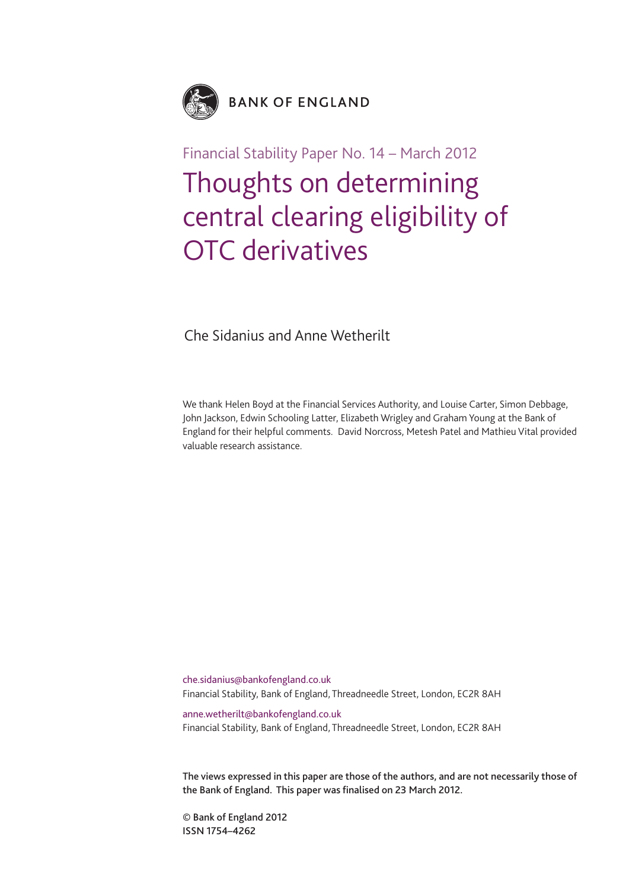BANK OF ENGLAND

Financial Stability Paper No. 14 – March 2012

# Thoughts on determining central clearing eligibility of OTC derivatives

Che Sidanius and Anne Wetherilt

We thank Helen Boyd at the Financial Services Authority, and Louise Carter, Simon Debbage, John Jackson, Edwin Schooling Latter, Elizabeth Wrigley and Graham Young at the Bank of England for their helpful comments. David Norcross, Metesh Patel and Mathieu Vital provided valuable research assistance.

che.sidanius@bankofengland.co.uk
Financial Stability, Bank of England, Threadneedle Street, London, EC2R 8AH

anne.wetherilt@bankofengland.co.uk
Financial Stability, Bank of England, Threadneedle Street, London, EC2R 8AH

**The views expressed in this paper are those of the authors, and are not necessarily those of the Bank of England. This paper was finalised on 23 March 2012.**

© Bank of England 2012
ISSN 1754–4262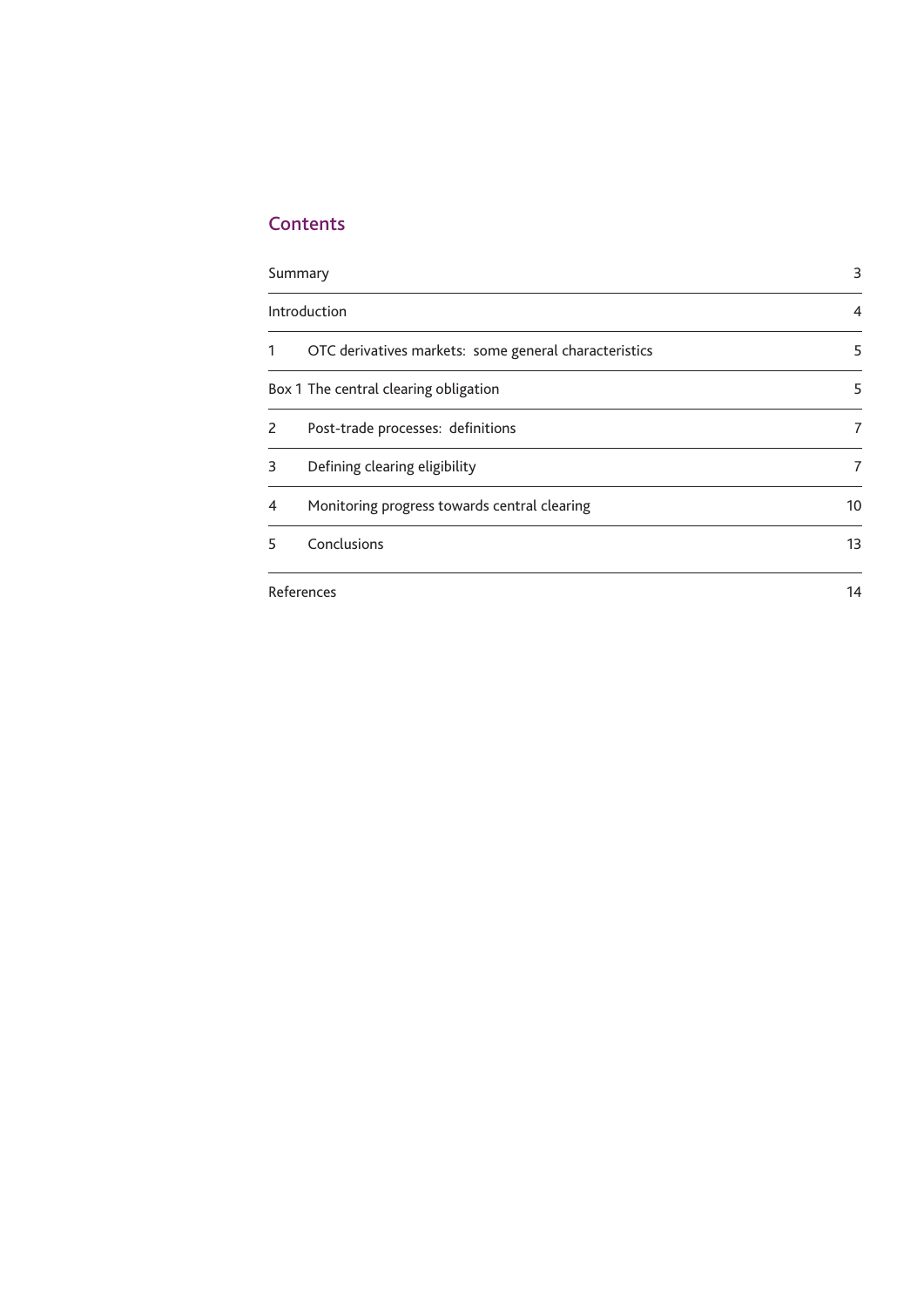## Contents

| | | |
|---|---|---|
| Summary | | 3 |
| Introduction | | 4 |
| 1 | OTC derivatives markets: some general characteristics | 5 |
| Box 1 | The central clearing obligation | 5 |
| 2 | Post-trade processes: definitions | 7 |
| 3 | Defining clearing eligibility | 7 |
| 4 | Monitoring progress towards central clearing | 10 |
| 5 | Conclusions | 13 |
| References | | 14 |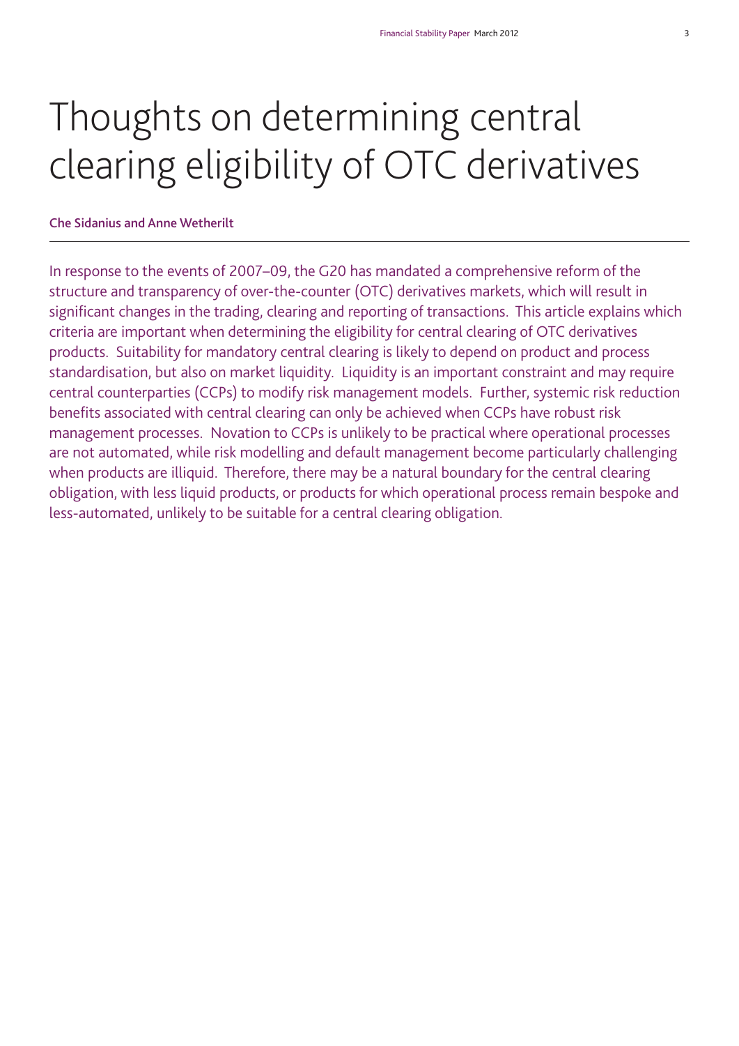# Thoughts on determining central clearing eligibility of OTC derivatives

**Che Sidanius and Anne Wetherilt**

In response to the events of 2007–09, the G20 has mandated a comprehensive reform of the structure and transparency of over-the-counter (OTC) derivatives markets, which will result in significant changes in the trading, clearing and reporting of transactions. This article explains which criteria are important when determining the eligibility for central clearing of OTC derivatives products. Suitability for mandatory central clearing is likely to depend on product and process standardisation, but also on market liquidity. Liquidity is an important constraint and may require central counterparties (CCPs) to modify risk management models. Further, systemic risk reduction benefits associated with central clearing can only be achieved when CCPs have robust risk management processes. Novation to CCPs is unlikely to be practical where operational processes are not automated, while risk modelling and default management become particularly challenging when products are illiquid. Therefore, there may be a natural boundary for the central clearing obligation, with less liquid products, or products for which operational process remain bespoke and less-automated, unlikely to be suitable for a central clearing obligation.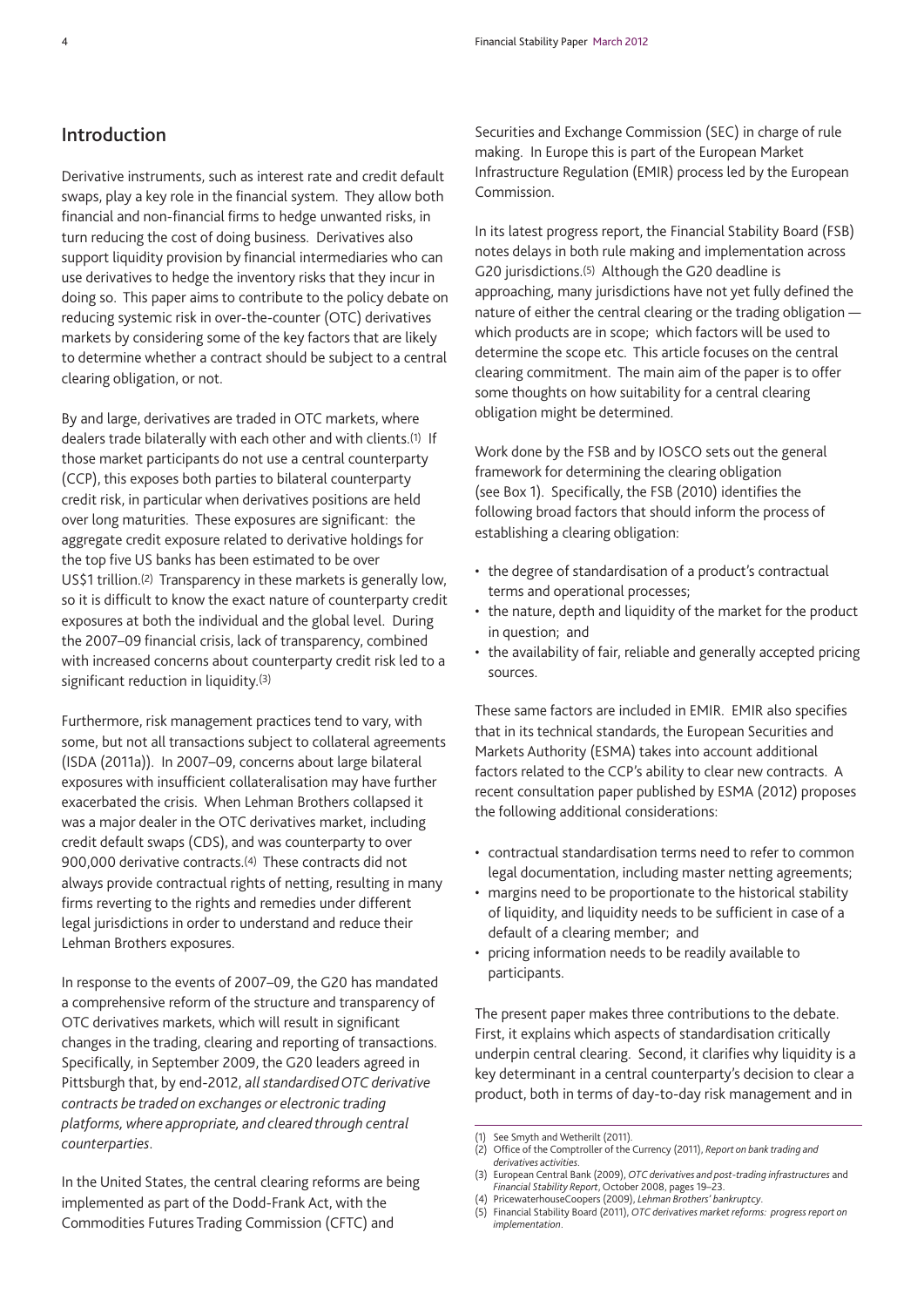## Introduction

Derivative instruments, such as interest rate and credit default swaps, play a key role in the financial system. They allow both financial and non-financial firms to hedge unwanted risks, in turn reducing the cost of doing business. Derivatives also support liquidity provision by financial intermediaries who can use derivatives to hedge the inventory risks that they incur in doing so. This paper aims to contribute to the policy debate on reducing systemic risk in over-the-counter (OTC) derivatives markets by considering some of the key factors that are likely to determine whether a contract should be subject to a central clearing obligation, or not.

By and large, derivatives are traded in OTC markets, where dealers trade bilaterally with each other and with clients.[1] If those market participants do not use a central counterparty (CCP), this exposes both parties to bilateral counterparty credit risk, in particular when derivatives positions are held over long maturities. These exposures are significant: the aggregate credit exposure related to derivative holdings for the top five US banks has been estimated to be over US$1 trillion.[2] Transparency in these markets is generally low, so it is difficult to know the exact nature of counterparty credit exposures at both the individual and the global level. During the 2007–09 financial crisis, lack of transparency, combined with increased concerns about counterparty credit risk led to a significant reduction in liquidity.[3]

Furthermore, risk management practices tend to vary, with some, but not all transactions subject to collateral agreements (ISDA (2011a)). In 2007–09, concerns about large bilateral exposures with insufficient collateralisation may have further exacerbated the crisis. When Lehman Brothers collapsed it was a major dealer in the OTC derivatives market, including credit default swaps (CDS), and was counterparty to over 900,000 derivative contracts.[4] These contracts did not always provide contractual rights of netting, resulting in many firms reverting to the rights and remedies under different legal jurisdictions in order to understand and reduce their Lehman Brothers exposures.

In response to the events of 2007–09, the G20 has mandated a comprehensive reform of the structure and transparency of OTC derivatives markets, which will result in significant changes in the trading, clearing and reporting of transactions. Specifically, in September 2009, the G20 leaders agreed in Pittsburgh that, by end-2012, *all standardised OTC derivative contracts be traded on exchanges or electronic trading platforms, where appropriate, and cleared through central counterparties*.

In the United States, the central clearing reforms are being implemented as part of the Dodd-Frank Act, with the Commodities Futures Trading Commission (CFTC) and Securities and Exchange Commission (SEC) in charge of rule making. In Europe this is part of the European Market Infrastructure Regulation (EMIR) process led by the European Commission.

In its latest progress report, the Financial Stability Board (FSB) notes delays in both rule making and implementation across G20 jurisdictions.[5] Although the G20 deadline is approaching, many jurisdictions have not yet fully defined the nature of either the central clearing or the trading obligation — which products are in scope; which factors will be used to determine the scope etc. This article focuses on the central clearing commitment. The main aim of the paper is to offer some thoughts on how suitability for a central clearing obligation might be determined.

Work done by the FSB and by IOSCO sets out the general framework for determining the clearing obligation (see Box 1). Specifically, the FSB (2010) identifies the following broad factors that should inform the process of establishing a clearing obligation:

- the degree of standardisation of a product's contractual terms and operational processes;
- the nature, depth and liquidity of the market for the product in question; and
- the availability of fair, reliable and generally accepted pricing sources.

These same factors are included in EMIR. EMIR also specifies that in its technical standards, the European Securities and Markets Authority (ESMA) takes into account additional factors related to the CCP's ability to clear new contracts. A recent consultation paper published by ESMA (2012) proposes the following additional considerations:

- contractual standardisation terms need to refer to common legal documentation, including master netting agreements;
- margins need to be proportionate to the historical stability of liquidity, and liquidity needs to be sufficient in case of a default of a clearing member; and
- pricing information needs to be readily available to participants.

The present paper makes three contributions to the debate. First, it explains which aspects of standardisation critically underpin central clearing. Second, it clarifies why liquidity is a key determinant in a central counterparty's decision to clear a product, both in terms of day-to-day risk management and in

(1) See Smyth and Wetherilt (2011).
(2) Office of the Comptroller of the Currency (2011), *Report on bank trading and derivatives activities*.
(3) European Central Bank (2009), *OTC derivatives and post-trading infrastructures* and *Financial Stability Report*, October 2008, pages 19–23.
(4) PricewaterhouseCoopers (2009), *Lehman Brothers' bankruptcy*.
(5) Financial Stability Board (2011), *OTC derivatives market reforms: progress report on implementation*.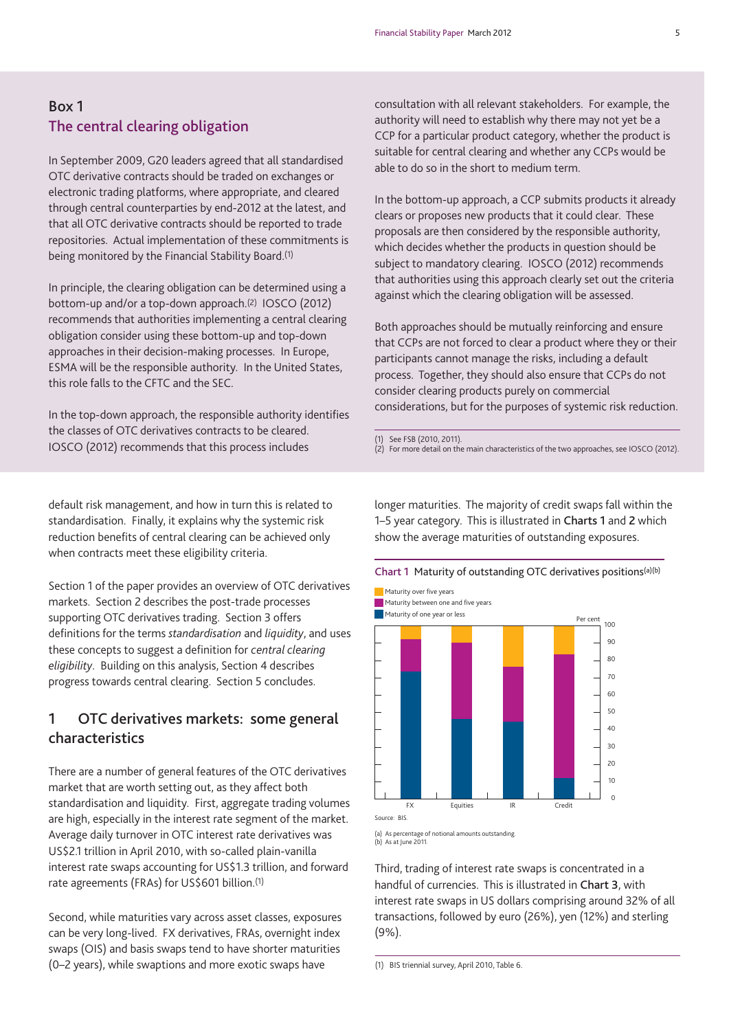## Box 1
### The central clearing obligation

In September 2009, G20 leaders agreed that all standardised OTC derivative contracts should be traded on exchanges or electronic trading platforms, where appropriate, and cleared through central counterparties by end-2012 at the latest, and that all OTC derivative contracts should be reported to trade repositories. Actual implementation of these commitments is being monitored by the Financial Stability Board.[1]

In principle, the clearing obligation can be determined using a bottom-up and/or a top-down approach.[2] IOSCO (2012) recommends that authorities implementing a central clearing obligation consider using these bottom-up and top-down approaches in their decision-making processes. In Europe, ESMA will be the responsible authority. In the United States, this role falls to the CFTC and the SEC.

In the top-down approach, the responsible authority identifies the classes of OTC derivatives contracts to be cleared. IOSCO (2012) recommends that this process includes consultation with all relevant stakeholders. For example, the authority will need to establish why there may not yet be a CCP for a particular product category, whether the product is suitable for central clearing and whether any CCPs would be able to do so in the short to medium term.

In the bottom-up approach, a CCP submits products it already clears or proposes new products that it could clear. These proposals are then considered by the responsible authority, which decides whether the products in question should be subject to mandatory clearing. IOSCO (2012) recommends that authorities using this approach clearly set out the criteria against which the clearing obligation will be assessed.

Both approaches should be mutually reinforcing and ensure that CCPs are not forced to clear a product where they or their participants cannot manage the risks, including a default process. Together, they should also ensure that CCPs do not consider clearing products purely on commercial considerations, but for the purposes of systemic risk reduction.

(1) See FSB (2010, 2011).
(2) For more detail on the main characteristics of the two approaches, see IOSCO (2012).

---

default risk management, and how in turn this is related to standardisation. Finally, it explains why the systemic risk reduction benefits of central clearing can be achieved only when contracts meet these eligibility criteria.

Section 1 of the paper provides an overview of OTC derivatives markets. Section 2 describes the post-trade processes supporting OTC derivatives trading. Section 3 offers definitions for the terms *standardisation* and *liquidity*, and uses these concepts to suggest a definition for *central clearing eligibility*. Building on this analysis, Section 4 describes progress towards central clearing. Section 5 concludes.

## 1 OTC derivatives markets: some general characteristics

There are a number of general features of the OTC derivatives market that are worth setting out, as they affect both standardisation and liquidity. First, aggregate trading volumes are high, especially in the interest rate segment of the market. Average daily turnover in OTC interest rate derivatives was US$2.1 trillion in April 2010, with so-called plain-vanilla interest rate swaps accounting for US$1.3 trillion, and forward rate agreements (FRAs) for US$601 billion.[1]

Second, while maturities vary across asset classes, exposures can be very long-lived. FX derivatives, FRAs, overnight index swaps (OIS) and basis swaps tend to have shorter maturities (0–2 years), while swaptions and more exotic swaps have longer maturities. The majority of credit swaps fall within the 1–5 year category. This is illustrated in **Charts 1** and **2** which show the average maturities of outstanding exposures.

**Chart 1** Maturity of outstanding OTC derivatives positions(a)(b)

Source: BIS.

(a) As percentage of notional amounts outstanding.
(b) As at June 2011.

Third, trading of interest rate swaps is concentrated in a handful of currencies. This is illustrated in **Chart 3**, with interest rate swaps in US dollars comprising around 32% of all transactions, followed by euro (26%), yen (12%) and sterling (9%).

(1) BIS triennial survey, April 2010, Table 6.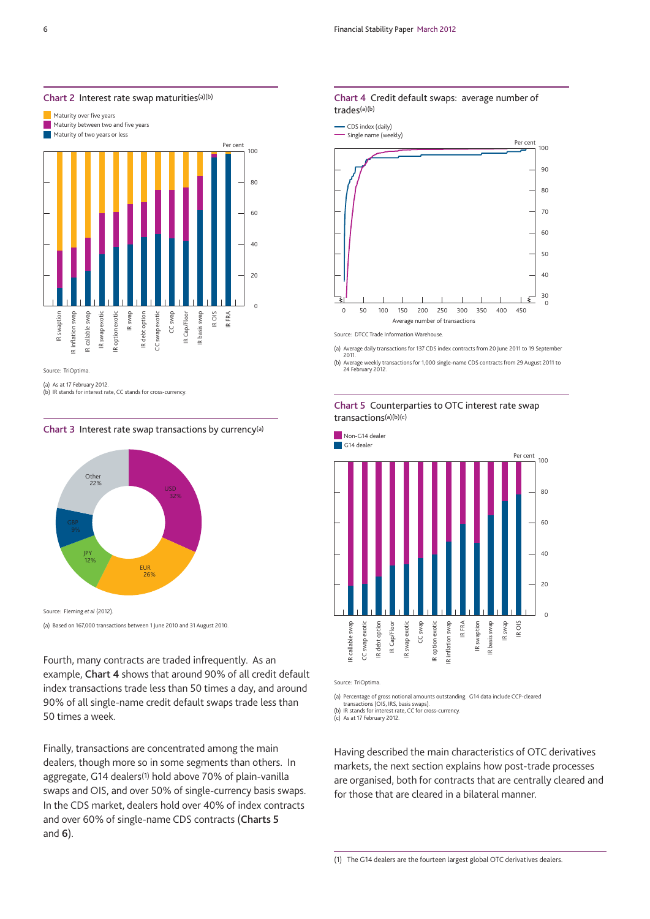### Chart 2 Interest rate swap maturities[(a)(b)]

Source: TriOptima.

(a) As at 17 February 2012.
(b) IR stands for interest rate, CC stands for cross-currency.

### Chart 3 Interest rate swap transactions by currency[(a)]

Source: Fleming *et al* (2012).

(a) Based on 167,000 transactions between 1 June 2010 and 31 August 2010.

Fourth, many contracts are traded infrequently. As an example, **Chart 4** shows that around 90% of all credit default index transactions trade less than 50 times a day, and around 90% of all single-name credit default swaps trade less than 50 times a week.

Finally, transactions are concentrated among the main dealers, though more so in some segments than others. In aggregate, G14 dealers[(1)] hold above 70% of plain-vanilla swaps and OIS, and over 50% of single-currency basis swaps. In the CDS market, dealers hold over 40% of index contracts and over 60% of single-name CDS contracts (**Charts 5** and **6**).

### Chart 4 Credit default swaps: average number of trades[(a)(b)]

Source: DTCC Trade Information Warehouse.

(a) Average daily transactions for 137 CDS index contracts from 20 June 2011 to 19 September 2011.
(b) Average weekly transactions for 1,000 single-name CDS contracts from 29 August 2011 to 24 February 2012.

### Chart 5 Counterparties to OTC interest rate swap transactions[(a)(b)(c)]

Source: TriOptima.

(a) Percentage of gross notional amounts outstanding. G14 data include CCP-cleared transactions (OIS, IRS, basis swaps).
(b) IR stands for interest rate, CC for cross-currency.
(c) As at 17 February 2012.

Having described the main characteristics of OTC derivatives markets, the next section explains how post-trade processes are organised, both for contracts that are centrally cleared and for those that are cleared in a bilateral manner.

(1) The G14 dealers are the fourteen largest global OTC derivatives dealers.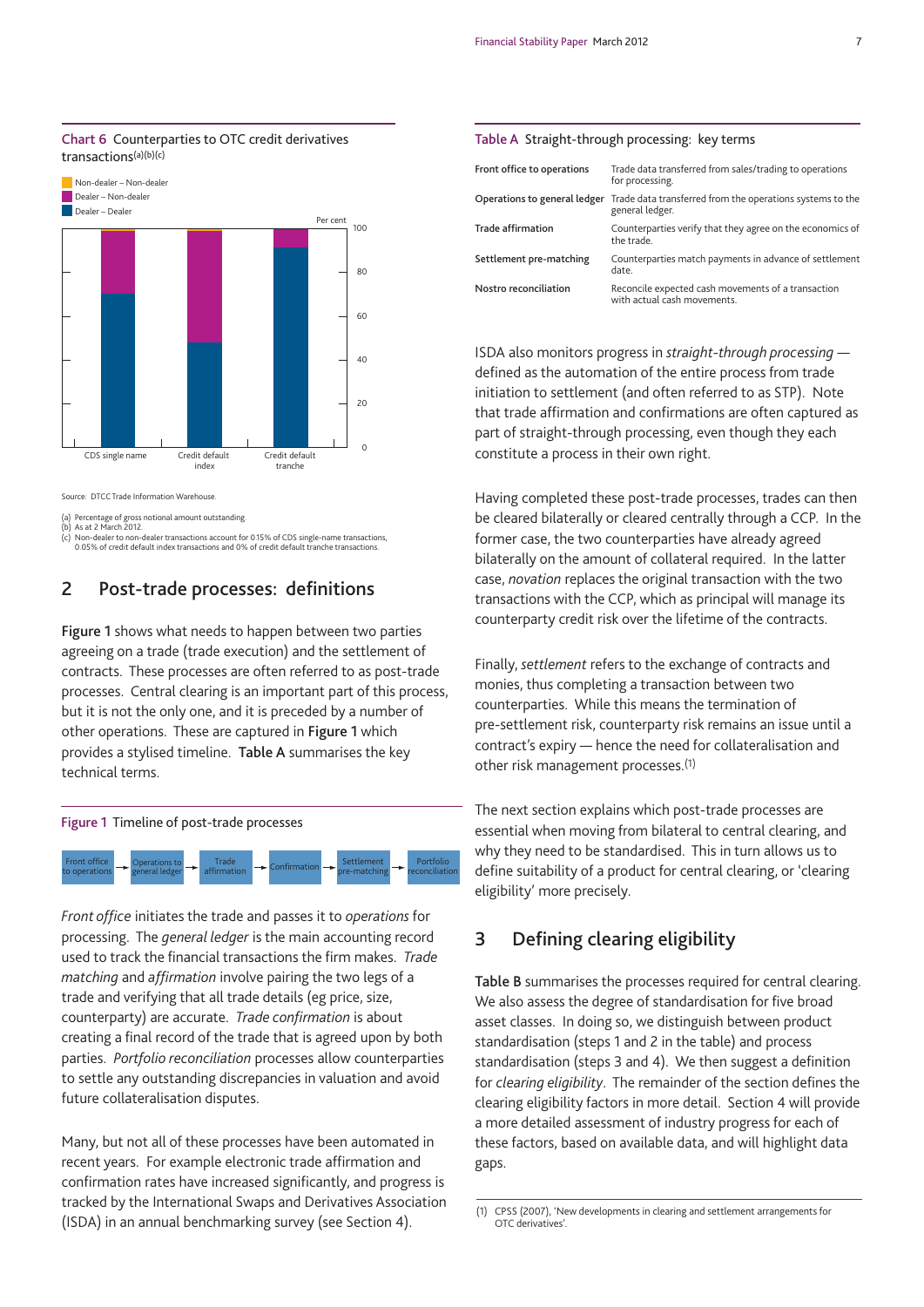**Chart 6** Counterparties to OTC credit derivatives transactions(a)(b)(c)

Source: DTCC Trade Information Warehouse.

(a) Percentage of gross notional amount outstanding.
(b) As at 2 March 2012.
(c) Non-dealer to non-dealer transactions account for 0.15% of CDS single-name transactions, 0.05% of credit default index transactions and 0% of credit default tranche transactions.

## 2 Post-trade processes: definitions

**Figure 1** shows what needs to happen between two parties agreeing on a trade (trade execution) and the settlement of contracts. These processes are often referred to as post-trade processes. Central clearing is an important part of this process, but it is not the only one, and it is preceded by a number of other operations. These are captured in **Figure 1** which provides a stylised timeline. **Table A** summarises the key technical terms.

**Figure 1** Timeline of post-trade processes

Front office to operations → Operations to general ledger → Trade affirmation → Confirmation → Settlement pre-matching → Portfolio reconciliation

*Front office* initiates the trade and passes it to *operations* for processing. The *general ledger* is the main accounting record used to track the financial transactions the firm makes. *Trade matching* and *affirmation* involve pairing the two legs of a trade and verifying that all trade details (eg price, size, counterparty) are accurate. *Trade confirmation* is about creating a final record of the trade that is agreed upon by both parties. *Portfolio reconciliation* processes allow counterparties to settle any outstanding discrepancies in valuation and avoid future collateralisation disputes.

Many, but not all of these processes have been automated in recent years. For example electronic trade affirmation and confirmation rates have increased significantly, and progress is tracked by the International Swaps and Derivatives Association (ISDA) in an annual benchmarking survey (see Section 4).

**Table A** Straight-through processing: key terms

| Term | Definition |
|---|---|
| **Front office to operations** | Trade data transferred from sales/trading to operations for processing. |
| **Operations to general ledger** | Trade data transferred from the operations systems to the general ledger. |
| **Trade affirmation** | Counterparties verify that they agree on the economics of the trade. |
| **Settlement pre-matching** | Counterparties match payments in advance of settlement date. |
| **Nostro reconciliation** | Reconcile expected cash movements of a transaction with actual cash movements. |

ISDA also monitors progress in *straight-through processing* — defined as the automation of the entire process from trade initiation to settlement (and often referred to as STP). Note that trade affirmation and confirmations are often captured as part of straight-through processing, even though they each constitute a process in their own right.

Having completed these post-trade processes, trades can then be cleared bilaterally or cleared centrally through a CCP. In the former case, the two counterparties have already agreed bilaterally on the amount of collateral required. In the latter case, *novation* replaces the original transaction with the two transactions with the CCP, which as principal will manage its counterparty credit risk over the lifetime of the contracts.

Finally, *settlement* refers to the exchange of contracts and monies, thus completing a transaction between two counterparties. While this means the termination of pre-settlement risk, counterparty risk remains an issue until a contract's expiry — hence the need for collateralisation and other risk management processes.[1]

The next section explains which post-trade processes are essential when moving from bilateral to central clearing, and why they need to be standardised. This in turn allows us to define suitability of a product for central clearing, or 'clearing eligibility' more precisely.

## 3 Defining clearing eligibility

**Table B** summarises the processes required for central clearing. We also assess the degree of standardisation for five broad asset classes. In doing so, we distinguish between product standardisation (steps 1 and 2 in the table) and process standardisation (steps 3 and 4). We then suggest a definition for *clearing eligibility*. The remainder of the section defines the clearing eligibility factors in more detail. Section 4 will provide a more detailed assessment of industry progress for each of these factors, based on available data, and will highlight data gaps.

(1) CPSS (2007), 'New developments in clearing and settlement arrangements for OTC derivatives'.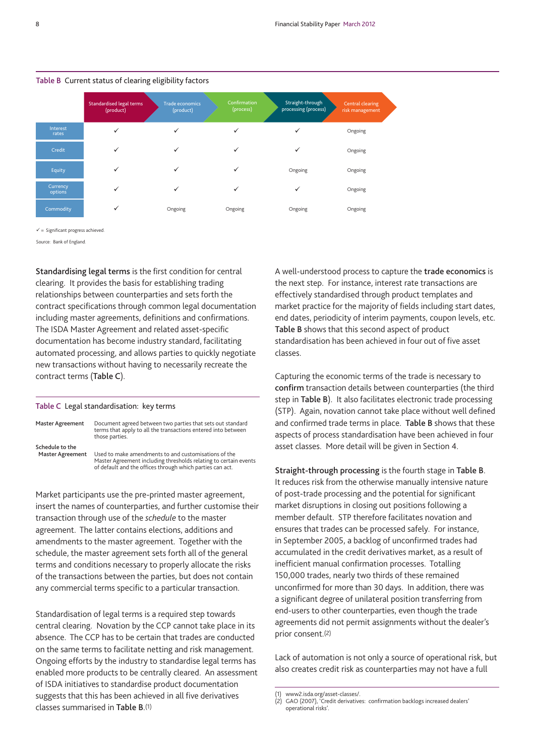**Table B** Current status of clearing eligibility factors

| | Standardised legal terms (product) | Trade economics (product) | Confirmation (process) | Straight-through processing (process) | Central clearing risk management |
|---|---|---|---|---|---|
| Interest rates | ✓ | ✓ | ✓ | ✓ | Ongoing |
| Credit | ✓ | ✓ | ✓ | ✓ | Ongoing |
| Equity | ✓ | ✓ | ✓ | Ongoing | Ongoing |
| Currency options | ✓ | ✓ | ✓ | ✓ | Ongoing |
| Commodity | ✓ | Ongoing | Ongoing | Ongoing | Ongoing |

✓ = Significant progress achieved.

Source: Bank of England.

**Standardising legal terms** is the first condition for central clearing. It provides the basis for establishing trading relationships between counterparties and sets forth the contract specifications through common legal documentation including master agreements, definitions and confirmations. The ISDA Master Agreement and related asset-specific documentation has become industry standard, facilitating automated processing, and allows parties to quickly negotiate new transactions without having to necessarily recreate the contract terms (**Table C**).

**Table C** Legal standardisation: key terms

| | |
|---|---|
| Master Agreement | Document agreed between two parties that sets out standard terms that apply to all the transactions entered into between those parties. |
| Schedule to the Master Agreement | Used to make amendments to and customisations of the Master Agreement including thresholds relating to certain events of default and the offices through which parties can act. |

Market participants use the pre-printed master agreement, insert the names of counterparties, and further customise their transaction through use of the *schedule* to the master agreement. The latter contains elections, additions and amendments to the master agreement. Together with the schedule, the master agreement sets forth all of the general terms and conditions necessary to properly allocate the risks of the transactions between the parties, but does not contain any commercial terms specific to a particular transaction.

Standardisation of legal terms is a required step towards central clearing. Novation by the CCP cannot take place in its absence. The CCP has to be certain that trades are conducted on the same terms to facilitate netting and risk management. Ongoing efforts by the industry to standardise legal terms has enabled more products to be centrally cleared. An assessment of ISDA initiatives to standardise product documentation suggests that this has been achieved in all five derivatives classes summarised in **Table B**.(1)

A well-understood process to capture the **trade economics** is the next step. For instance, interest rate transactions are effectively standardised through product templates and market practice for the majority of fields including start dates, end dates, periodicity of interim payments, coupon levels, etc. **Table B** shows that this second aspect of product standardisation has been achieved in four out of five asset classes.

Capturing the economic terms of the trade is necessary to **confirm** transaction details between counterparties (the third step in **Table B**). It also facilitates electronic trade processing (STP). Again, novation cannot take place without well defined and confirmed trade terms in place. **Table B** shows that these aspects of process standardisation have been achieved in four asset classes. More detail will be given in Section 4.

**Straight-through processing** is the fourth stage in **Table B**. It reduces risk from the otherwise manually intensive nature of post-trade processing and the potential for significant market disruptions in closing out positions following a member default. STP therefore facilitates novation and ensures that trades can be processed safely. For instance, in September 2005, a backlog of unconfirmed trades had accumulated in the credit derivatives market, as a result of inefficient manual confirmation processes. Totalling 150,000 trades, nearly two thirds of these remained unconfirmed for more than 30 days. In addition, there was a significant degree of unilateral position transferring from end-users to other counterparties, even though the trade agreements did not permit assignments without the dealer's prior consent.(2)

Lack of automation is not only a source of operational risk, but also creates credit risk as counterparties may not have a full

(1) www2.isda.org/asset-classes/.
(2) GAO (2007), 'Credit derivatives: confirmation backlogs increased dealers' operational risks'.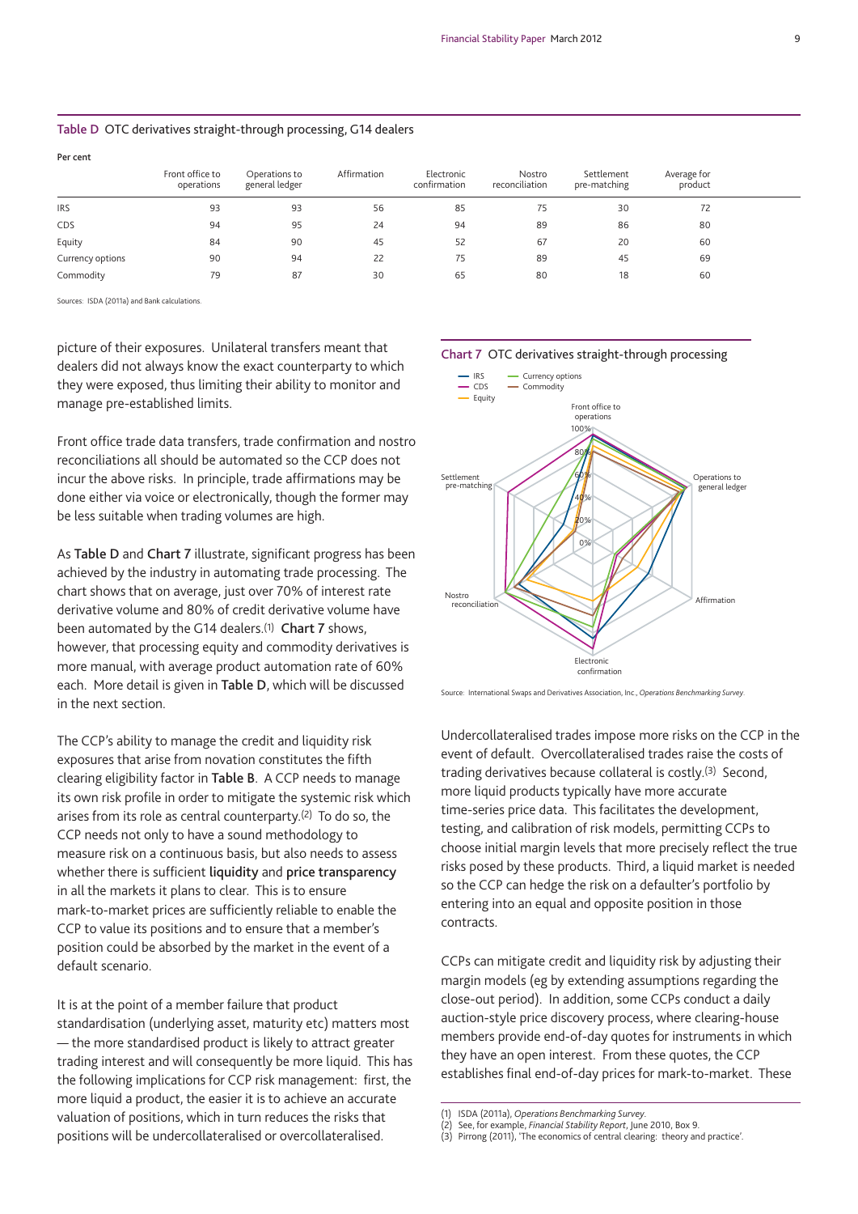**Table D** OTC derivatives straight-through processing, G14 dealers

Per cent

| | Front office to operations | Operations to general ledger | Affirmation | Electronic confirmation | Nostro reconciliation | Settlement pre-matching | Average for product |
|---|---|---|---|---|---|---|---|
| IRS | 93 | 93 | 56 | 85 | 75 | 30 | 72 |
| CDS | 94 | 95 | 24 | 94 | 89 | 86 | 80 |
| Equity | 84 | 90 | 45 | 52 | 67 | 20 | 60 |
| Currency options | 90 | 94 | 22 | 75 | 89 | 45 | 69 |
| Commodity | 79 | 87 | 30 | 65 | 80 | 18 | 60 |

Sources: ISDA (2011a) and Bank calculations.

picture of their exposures. Unilateral transfers meant that dealers did not always know the exact counterparty to which they were exposed, thus limiting their ability to monitor and manage pre-established limits.

Front office trade data transfers, trade confirmation and nostro reconciliations all should be automated so the CCP does not incur the above risks. In principle, trade affirmations may be done either via voice or electronically, though the former may be less suitable when trading volumes are high.

As **Table D** and **Chart 7** illustrate, significant progress has been achieved by the industry in automating trade processing. The chart shows that on average, just over 70% of interest rate derivative volume and 80% of credit derivative volume have been automated by the G14 dealers.[1] **Chart 7** shows, however, that processing equity and commodity derivatives is more manual, with average product automation rate of 60% each. More detail is given in **Table D**, which will be discussed in the next section.

The CCP's ability to manage the credit and liquidity risk exposures that arise from novation constitutes the fifth clearing eligibility factor in **Table B**. A CCP needs to manage its own risk profile in order to mitigate the systemic risk which arises from its role as central counterparty.[2] To do so, the CCP needs not only to have a sound methodology to measure risk on a continuous basis, but also needs to assess whether there is sufficient **liquidity** and **price transparency** in all the markets it plans to clear. This is to ensure mark-to-market prices are sufficiently reliable to enable the CCP to value its positions and to ensure that a member's position could be absorbed by the market in the event of a default scenario.

It is at the point of a member failure that product standardisation (underlying asset, maturity etc) matters most — the more standardised product is likely to attract greater trading interest and will consequently be more liquid. This has the following implications for CCP risk management: first, the more liquid a product, the easier it is to achieve an accurate valuation of positions, which in turn reduces the risks that positions will be undercollateralised or overcollateralised.

**Chart 7** OTC derivatives straight-through processing

Source: International Swaps and Derivatives Association, Inc., *Operations Benchmarking Survey*.

Undercollateralised trades impose more risks on the CCP in the event of default. Overcollateralised trades raise the costs of trading derivatives because collateral is costly.[3] Second, more liquid products typically have more accurate time-series price data. This facilitates the development, testing, and calibration of risk models, permitting CCPs to choose initial margin levels that more precisely reflect the true risks posed by these products. Third, a liquid market is needed so the CCP can hedge the risk on a defaulter's portfolio by entering into an equal and opposite position in those contracts.

CCPs can mitigate credit and liquidity risk by adjusting their margin models (eg by extending assumptions regarding the close-out period). In addition, some CCPs conduct a daily auction-style price discovery process, where clearing-house members provide end-of-day quotes for instruments in which they have an open interest. From these quotes, the CCP establishes final end-of-day prices for mark-to-market. These

(1) ISDA (2011a), *Operations Benchmarking Survey*.
(2) See, for example, *Financial Stability Report*, June 2010, Box 9.
(3) Pirrong (2011), 'The economics of central clearing: theory and practice'.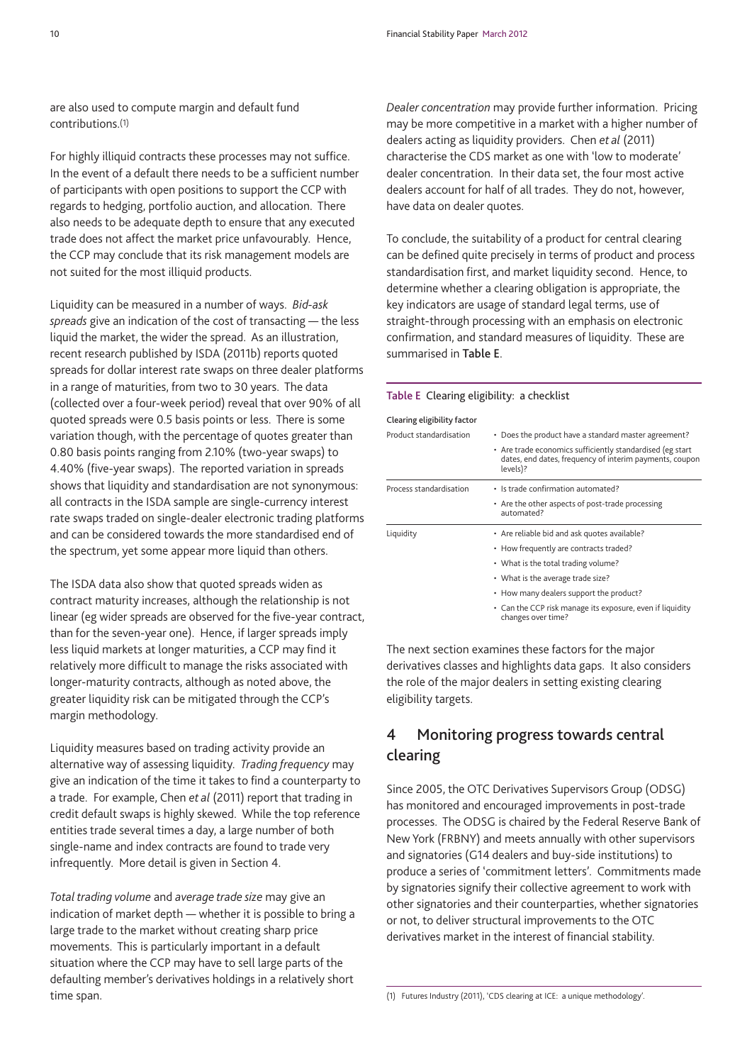are also used to compute margin and default fund contributions.[1]

For highly illiquid contracts these processes may not suffice. In the event of a default there needs to be a sufficient number of participants with open positions to support the CCP with regards to hedging, portfolio auction, and allocation. There also needs to be adequate depth to ensure that any executed trade does not affect the market price unfavourably. Hence, the CCP may conclude that its risk management models are not suited for the most illiquid products.

Liquidity can be measured in a number of ways. *Bid-ask spreads* give an indication of the cost of transacting — the less liquid the market, the wider the spread. As an illustration, recent research published by ISDA (2011b) reports quoted spreads for dollar interest rate swaps on three dealer platforms in a range of maturities, from two to 30 years. The data (collected over a four-week period) reveal that over 90% of all quoted spreads were 0.5 basis points or less. There is some variation though, with the percentage of quotes greater than 0.80 basis points ranging from 2.10% (two-year swaps) to 4.40% (five-year swaps). The reported variation in spreads shows that liquidity and standardisation are not synonymous: all contracts in the ISDA sample are single-currency interest rate swaps traded on single-dealer electronic trading platforms and can be considered towards the more standardised end of the spectrum, yet some appear more liquid than others.

The ISDA data also show that quoted spreads widen as contract maturity increases, although the relationship is not linear (eg wider spreads are observed for the five-year contract, than for the seven-year one). Hence, if larger spreads imply less liquid markets at longer maturities, a CCP may find it relatively more difficult to manage the risks associated with longer-maturity contracts, although as noted above, the greater liquidity risk can be mitigated through the CCP's margin methodology.

Liquidity measures based on trading activity provide an alternative way of assessing liquidity. *Trading frequency* may give an indication of the time it takes to find a counterparty to a trade. For example, Chen *et al* (2011) report that trading in credit default swaps is highly skewed. While the top reference entities trade several times a day, a large number of both single-name and index contracts are found to trade very infrequently. More detail is given in Section 4.

*Total trading volume* and *average trade size* may give an indication of market depth — whether it is possible to bring a large trade to the market without creating sharp price movements. This is particularly important in a default situation where the CCP may have to sell large parts of the defaulting member's derivatives holdings in a relatively short time span.

*Dealer concentration* may provide further information. Pricing may be more competitive in a market with a higher number of dealers acting as liquidity providers. Chen *et al* (2011) characterise the CDS market as one with 'low to moderate' dealer concentration. In their data set, the four most active dealers account for half of all trades. They do not, however, have data on dealer quotes.

To conclude, the suitability of a product for central clearing can be defined quite precisely in terms of product and process standardisation first, and market liquidity second. Hence, to determine whether a clearing obligation is appropriate, the key indicators are usage of standard legal terms, use of straight-through processing with an emphasis on electronic confirmation, and standard measures of liquidity. These are summarised in **Table E**.

**Table E** Clearing eligibility: a checklist

| Clearing eligibility factor | |
|---|---|
| Product standardisation | • Does the product have a standard master agreement? |
| | • Are trade economics sufficiently standardised (eg start dates, end dates, frequency of interim payments, coupon levels)? |
| Process standardisation | • Is trade confirmation automated? |
| | • Are the other aspects of post-trade processing automated? |
| Liquidity | • Are reliable bid and ask quotes available? |
| | • How frequently are contracts traded? |
| | • What is the total trading volume? |
| | • What is the average trade size? |
| | • How many dealers support the product? |
| | • Can the CCP risk manage its exposure, even if liquidity changes over time? |

The next section examines these factors for the major derivatives classes and highlights data gaps. It also considers the role of the major dealers in setting existing clearing eligibility targets.

## 4 Monitoring progress towards central clearing

Since 2005, the OTC Derivatives Supervisors Group (ODSG) has monitored and encouraged improvements in post-trade processes. The ODSG is chaired by the Federal Reserve Bank of New York (FRBNY) and meets annually with other supervisors and signatories (G14 dealers and buy-side institutions) to produce a series of 'commitment letters'. Commitments made by signatories signify their collective agreement to work with other signatories and their counterparties, whether signatories or not, to deliver structural improvements to the OTC derivatives market in the interest of financial stability.

(1) Futures Industry (2011), 'CDS clearing at ICE: a unique methodology'.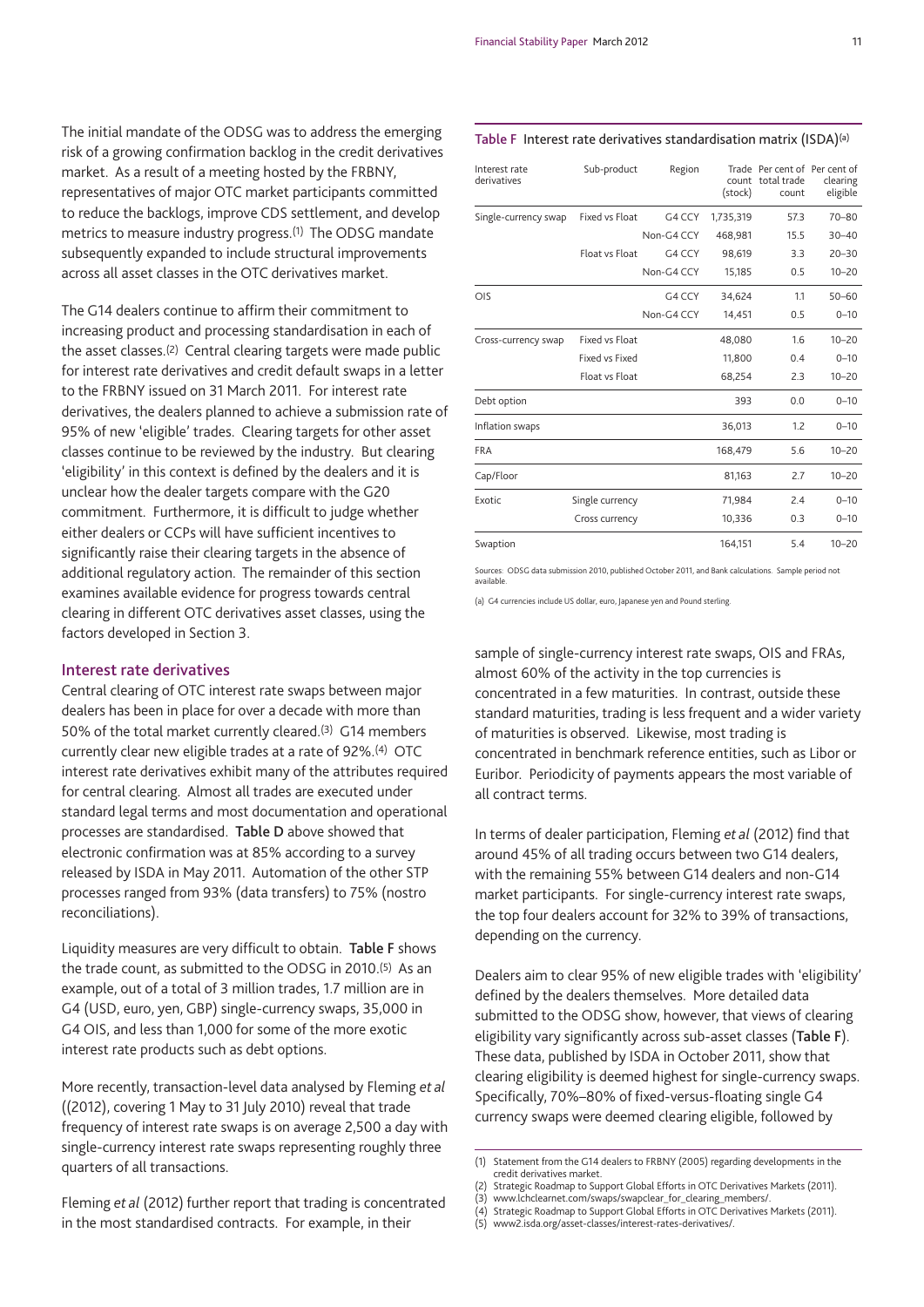The initial mandate of the ODSG was to address the emerging risk of a growing confirmation backlog in the credit derivatives market. As a result of a meeting hosted by the FRBNY, representatives of major OTC market participants committed to reduce the backlogs, improve CDS settlement, and develop metrics to measure industry progress.[1] The ODSG mandate subsequently expanded to include structural improvements across all asset classes in the OTC derivatives market.

The G14 dealers continue to affirm their commitment to increasing product and processing standardisation in each of the asset classes.[2] Central clearing targets were made public for interest rate derivatives and credit default swaps in a letter to the FRBNY issued on 31 March 2011. For interest rate derivatives, the dealers planned to achieve a submission rate of 95% of new 'eligible' trades. Clearing targets for other asset classes continue to be reviewed by the industry. But clearing 'eligibility' in this context is defined by the dealers and it is unclear how the dealer targets compare with the G20 commitment. Furthermore, it is difficult to judge whether either dealers or CCPs will have sufficient incentives to significantly raise their clearing targets in the absence of additional regulatory action. The remainder of this section examines available evidence for progress towards central clearing in different OTC derivatives asset classes, using the factors developed in Section 3.

## Interest rate derivatives

Central clearing of OTC interest rate swaps between major dealers has been in place for over a decade with more than 50% of the total market currently cleared.[3] G14 members currently clear new eligible trades at a rate of 92%.[4] OTC interest rate derivatives exhibit many of the attributes required for central clearing. Almost all trades are executed under standard legal terms and most documentation and operational processes are standardised. **Table D** above showed that electronic confirmation was at 85% according to a survey released by ISDA in May 2011. Automation of the other STP processes ranged from 93% (data transfers) to 75% (nostro reconciliations).

Liquidity measures are very difficult to obtain. **Table F** shows the trade count, as submitted to the ODSG in 2010.[5] As an example, out of a total of 3 million trades, 1.7 million are in G4 (USD, euro, yen, GBP) single-currency swaps, 35,000 in G4 OIS, and less than 1,000 for some of the more exotic interest rate products such as debt options.

More recently, transaction-level data analysed by Fleming *et al* ((2012), covering 1 May to 31 July 2010) reveal that trade frequency of interest rate swaps is on average 2,500 a day with single-currency interest rate swaps representing roughly three quarters of all transactions.

Fleming *et al* (2012) further report that trading is concentrated in the most standardised contracts. For example, in their sample of single-currency interest rate swaps, OIS and FRAs, almost 60% of the activity in the top currencies is concentrated in a few maturities. In contrast, outside these standard maturities, trading is less frequent and a wider variety of maturities is observed. Likewise, most trading is concentrated in benchmark reference entities, such as Libor or Euribor. Periodicity of payments appears the most variable of all contract terms.

In terms of dealer participation, Fleming *et al* (2012) find that around 45% of all trading occurs between two G14 dealers, with the remaining 55% between G14 dealers and non-G14 market participants. For single-currency interest rate swaps, the top four dealers account for 32% to 39% of transactions, depending on the currency.

Dealers aim to clear 95% of new eligible trades with 'eligibility' defined by the dealers themselves. More detailed data submitted to the ODSG show, however, that views of clearing eligibility vary significantly across sub-asset classes (**Table F**). These data, published by ISDA in October 2011, show that clearing eligibility is deemed highest for single-currency swaps. Specifically, 70%–80% of fixed-versus-floating single G4 currency swaps were deemed clearing eligible, followed by

**Table F** Interest rate derivatives standardisation matrix (ISDA)[a]

| Interest rate derivatives | Sub-product | Region | Trade count (stock) | Per cent of total trade count | Per cent of clearing eligible |
|---|---|---|---|---|---|
| Single-currency swap | Fixed vs Float | G4 CCY | 1,735,319 | 57.3 | 70–80 |
| | | Non-G4 CCY | 468,981 | 15.5 | 30–40 |
| | Float vs Float | G4 CCY | 98,619 | 3.3 | 20–30 |
| | | Non-G4 CCY | 15,185 | 0.5 | 10–20 |
| OIS | | G4 CCY | 34,624 | 1.1 | 50–60 |
| | | Non-G4 CCY | 14,451 | 0.5 | 0–10 |
| Cross-currency swap | Fixed vs Float | | 48,080 | 1.6 | 10–20 |
| | Fixed vs Fixed | | 11,800 | 0.4 | 0–10 |
| | Float vs Float | | 68,254 | 2.3 | 10–20 |
| Debt option | | | 393 | 0.0 | 0–10 |
| Inflation swaps | | | 36,013 | 1.2 | 0–10 |
| FRA | | | 168,479 | 5.6 | 10–20 |
| Cap/Floor | | | 81,163 | 2.7 | 10–20 |
| Exotic | Single currency | | 71,984 | 2.4 | 0–10 |
| | Cross currency | | 10,336 | 0.3 | 0–10 |
| Swaption | | | 164,151 | 5.4 | 10–20 |

Sources: ODSG data submission 2010, published October 2011, and Bank calculations. Sample period not available.

(a) G4 currencies include US dollar, euro, Japanese yen and Pound sterling.

(1) Statement from the G14 dealers to FRBNY (2005) regarding developments in the credit derivatives market.
(2) Strategic Roadmap to Support Global Efforts in OTC Derivatives Markets (2011).
(3) www.lchclearnet.com/swaps/swapclear_for_clearing_members/.
(4) Strategic Roadmap to Support Global Efforts in OTC Derivatives Markets (2011).
(5) www2.isda.org/asset-classes/interest-rates-derivatives/.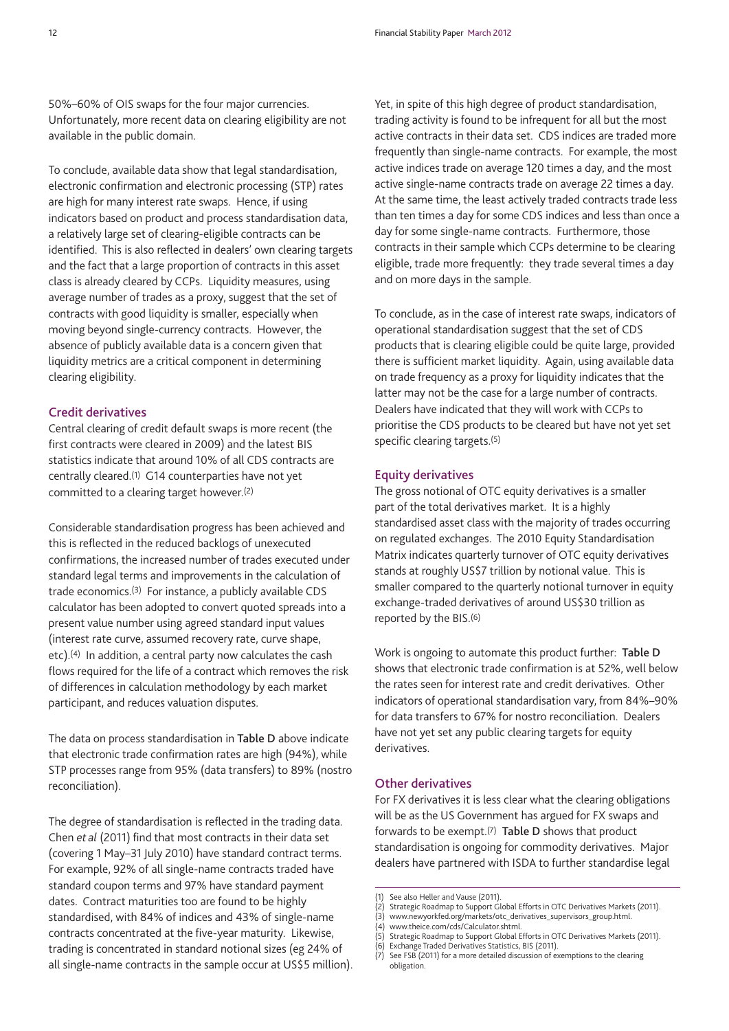50%–60% of OIS swaps for the four major currencies. Unfortunately, more recent data on clearing eligibility are not available in the public domain.

To conclude, available data show that legal standardisation, electronic confirmation and electronic processing (STP) rates are high for many interest rate swaps. Hence, if using indicators based on product and process standardisation data, a relatively large set of clearing-eligible contracts can be identified. This is also reflected in dealers' own clearing targets and the fact that a large proportion of contracts in this asset class is already cleared by CCPs. Liquidity measures, using average number of trades as a proxy, suggest that the set of contracts with good liquidity is smaller, especially when moving beyond single-currency contracts. However, the absence of publicly available data is a concern given that liquidity metrics are a critical component in determining clearing eligibility.

### Credit derivatives

Central clearing of credit default swaps is more recent (the first contracts were cleared in 2009) and the latest BIS statistics indicate that around 10% of all CDS contracts are centrally cleared.(1) G14 counterparties have not yet committed to a clearing target however.(2)

Considerable standardisation progress has been achieved and this is reflected in the reduced backlogs of unexecuted confirmations, the increased number of trades executed under standard legal terms and improvements in the calculation of trade economics.(3) For instance, a publicly available CDS calculator has been adopted to convert quoted spreads into a present value number using agreed standard input values (interest rate curve, assumed recovery rate, curve shape, etc).(4) In addition, a central party now calculates the cash flows required for the life of a contract which removes the risk of differences in calculation methodology by each market participant, and reduces valuation disputes.

The data on process standardisation in **Table D** above indicate that electronic trade confirmation rates are high (94%), while STP processes range from 95% (data transfers) to 89% (nostro reconciliation).

The degree of standardisation is reflected in the trading data. Chen *et al* (2011) find that most contracts in their data set (covering 1 May–31 July 2010) have standard contract terms. For example, 92% of all single-name contracts traded have standard coupon terms and 97% have standard payment dates. Contract maturities too are found to be highly standardised, with 84% of indices and 43% of single-name contracts concentrated at the five-year maturity. Likewise, trading is concentrated in standard notional sizes (eg 24% of all single-name contracts in the sample occur at US$5 million).

Yet, in spite of this high degree of product standardisation, trading activity is found to be infrequent for all but the most active contracts in their data set. CDS indices are traded more frequently than single-name contracts. For example, the most active indices trade on average 120 times a day, and the most active single-name contracts trade on average 22 times a day. At the same time, the least actively traded contracts trade less than ten times a day for some CDS indices and less than once a day for some single-name contracts. Furthermore, those contracts in their sample which CCPs determine to be clearing eligible, trade more frequently: they trade several times a day and on more days in the sample.

To conclude, as in the case of interest rate swaps, indicators of operational standardisation suggest that the set of CDS products that is clearing eligible could be quite large, provided there is sufficient market liquidity. Again, using available data on trade frequency as a proxy for liquidity indicates that the latter may not be the case for a large number of contracts. Dealers have indicated that they will work with CCPs to prioritise the CDS products to be cleared but have not yet set specific clearing targets.(5)

### Equity derivatives

The gross notional of OTC equity derivatives is a smaller part of the total derivatives market. It is a highly standardised asset class with the majority of trades occurring on regulated exchanges. The 2010 Equity Standardisation Matrix indicates quarterly turnover of OTC equity derivatives stands at roughly US$7 trillion by notional value. This is smaller compared to the quarterly notional turnover in equity exchange-traded derivatives of around US$30 trillion as reported by the BIS.(6)

Work is ongoing to automate this product further: **Table D** shows that electronic trade confirmation is at 52%, well below the rates seen for interest rate and credit derivatives. Other indicators of operational standardisation vary, from 84%–90% for data transfers to 67% for nostro reconciliation. Dealers have not yet set any public clearing targets for equity derivatives.

### Other derivatives

For FX derivatives it is less clear what the clearing obligations will be as the US Government has argued for FX swaps and forwards to be exempt.(7) **Table D** shows that product standardisation is ongoing for commodity derivatives. Major dealers have partnered with ISDA to further standardise legal

(1) See also Heller and Vause (2011).
(2) Strategic Roadmap to Support Global Efforts in OTC Derivatives Markets (2011).
(3) www.newyorkfed.org/markets/otc_derivatives_supervisors_group.html.
(4) www.theice.com/cds/Calculator.shtml.
(5) Strategic Roadmap to Support Global Efforts in OTC Derivatives Markets (2011).
(6) Exchange Traded Derivatives Statistics, BIS (2011).
(7) See FSB (2011) for a more detailed discussion of exemptions to the clearing obligation.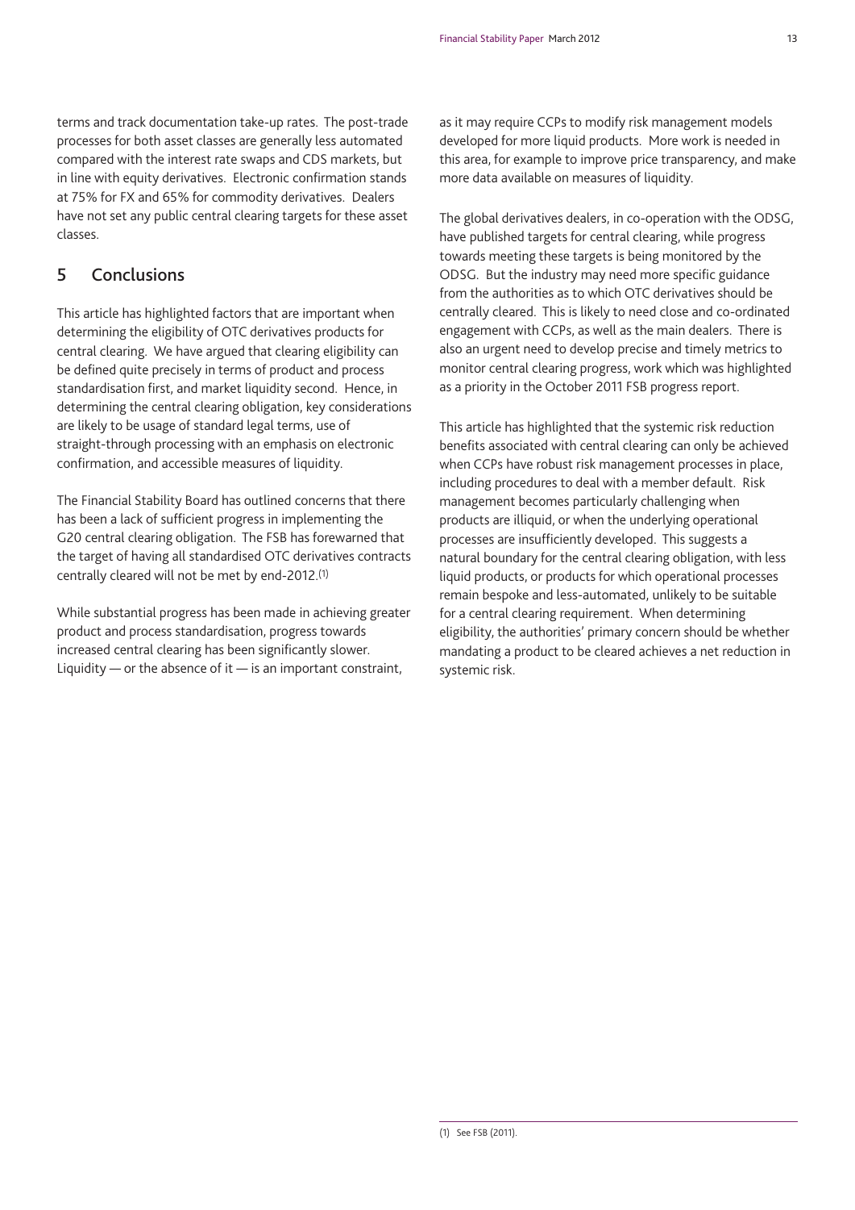terms and track documentation take-up rates. The post-trade processes for both asset classes are generally less automated compared with the interest rate swaps and CDS markets, but in line with equity derivatives. Electronic confirmation stands at 75% for FX and 65% for commodity derivatives. Dealers have not set any public central clearing targets for these asset classes.

## 5 Conclusions

This article has highlighted factors that are important when determining the eligibility of OTC derivatives products for central clearing. We have argued that clearing eligibility can be defined quite precisely in terms of product and process standardisation first, and market liquidity second. Hence, in determining the central clearing obligation, key considerations are likely to be usage of standard legal terms, use of straight-through processing with an emphasis on electronic confirmation, and accessible measures of liquidity.

The Financial Stability Board has outlined concerns that there has been a lack of sufficient progress in implementing the G20 central clearing obligation. The FSB has forewarned that the target of having all standardised OTC derivatives contracts centrally cleared will not be met by end-2012.[1]

While substantial progress has been made in achieving greater product and process standardisation, progress towards increased central clearing has been significantly slower. Liquidity — or the absence of it — is an important constraint, as it may require CCPs to modify risk management models developed for more liquid products. More work is needed in this area, for example to improve price transparency, and make more data available on measures of liquidity.

The global derivatives dealers, in co-operation with the ODSG, have published targets for central clearing, while progress towards meeting these targets is being monitored by the ODSG. But the industry may need more specific guidance from the authorities as to which OTC derivatives should be centrally cleared. This is likely to need close and co-ordinated engagement with CCPs, as well as the main dealers. There is also an urgent need to develop precise and timely metrics to monitor central clearing progress, work which was highlighted as a priority in the October 2011 FSB progress report.

This article has highlighted that the systemic risk reduction benefits associated with central clearing can only be achieved when CCPs have robust risk management processes in place, including procedures to deal with a member default. Risk management becomes particularly challenging when products are illiquid, or when the underlying operational processes are insufficiently developed. This suggests a natural boundary for the central clearing obligation, with less liquid products, or products for which operational processes remain bespoke and less-automated, unlikely to be suitable for a central clearing requirement. When determining eligibility, the authorities' primary concern should be whether mandating a product to be cleared achieves a net reduction in systemic risk.

(1) See FSB (2011).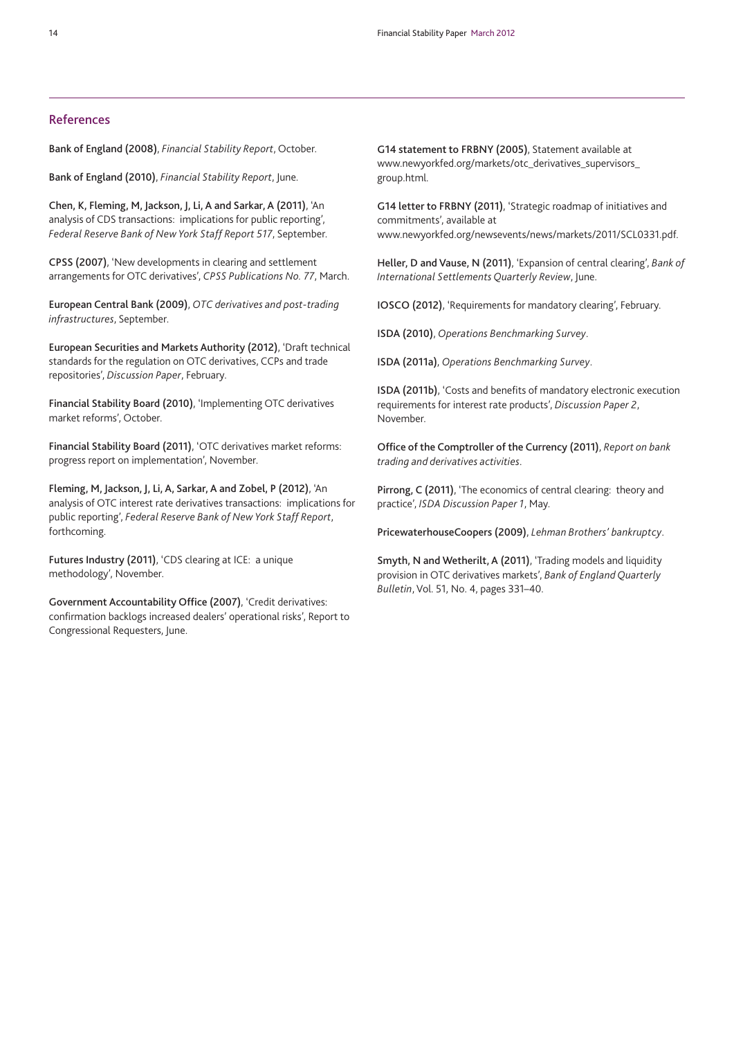## References

**Bank of England (2008)**, *Financial Stability Report*, October.

**Bank of England (2010)**, *Financial Stability Report*, June.

**Chen, K, Fleming, M, Jackson, J, Li, A and Sarkar, A (2011)**, 'An analysis of CDS transactions: implications for public reporting', *Federal Reserve Bank of New York Staff Report 517*, September.

**CPSS (2007)**, 'New developments in clearing and settlement arrangements for OTC derivatives', *CPSS Publications No. 77*, March.

**European Central Bank (2009)**, *OTC derivatives and post-trading infrastructures*, September.

**European Securities and Markets Authority (2012)**, 'Draft technical standards for the regulation on OTC derivatives, CCPs and trade repositories', *Discussion Paper*, February.

**Financial Stability Board (2010)**, 'Implementing OTC derivatives market reforms', October.

**Financial Stability Board (2011)**, 'OTC derivatives market reforms: progress report on implementation', November.

**Fleming, M, Jackson, J, Li, A, Sarkar, A and Zobel, P (2012)**, 'An analysis of OTC interest rate derivatives transactions: implications for public reporting', *Federal Reserve Bank of New York Staff Report*, forthcoming.

**Futures Industry (2011)**, 'CDS clearing at ICE: a unique methodology', November.

**Government Accountability Office (2007)**, 'Credit derivatives: confirmation backlogs increased dealers' operational risks', Report to Congressional Requesters, June.

**G14 statement to FRBNY (2005)**, Statement available at www.newyorkfed.org/markets/otc_derivatives_supervisors_group.html.

**G14 letter to FRBNY (2011)**, 'Strategic roadmap of initiatives and commitments', available at www.newyorkfed.org/newsevents/news/markets/2011/SCL0331.pdf.

**Heller, D and Vause, N (2011)**, 'Expansion of central clearing', *Bank of International Settlements Quarterly Review*, June.

**IOSCO (2012)**, 'Requirements for mandatory clearing', February.

**ISDA (2010)**, *Operations Benchmarking Survey*.

**ISDA (2011a)**, *Operations Benchmarking Survey*.

**ISDA (2011b)**, 'Costs and benefits of mandatory electronic execution requirements for interest rate products', *Discussion Paper 2*, November.

**Office of the Comptroller of the Currency (2011)**, *Report on bank trading and derivatives activities*.

**Pirrong, C (2011)**, 'The economics of central clearing: theory and practice', *ISDA Discussion Paper 1*, May.

**PricewaterhouseCoopers (2009)**, *Lehman Brothers' bankruptcy*.

**Smyth, N and Wetherilt, A (2011)**, 'Trading models and liquidity provision in OTC derivatives markets', *Bank of England Quarterly Bulletin*, Vol. 51, No. 4, pages 331–40.